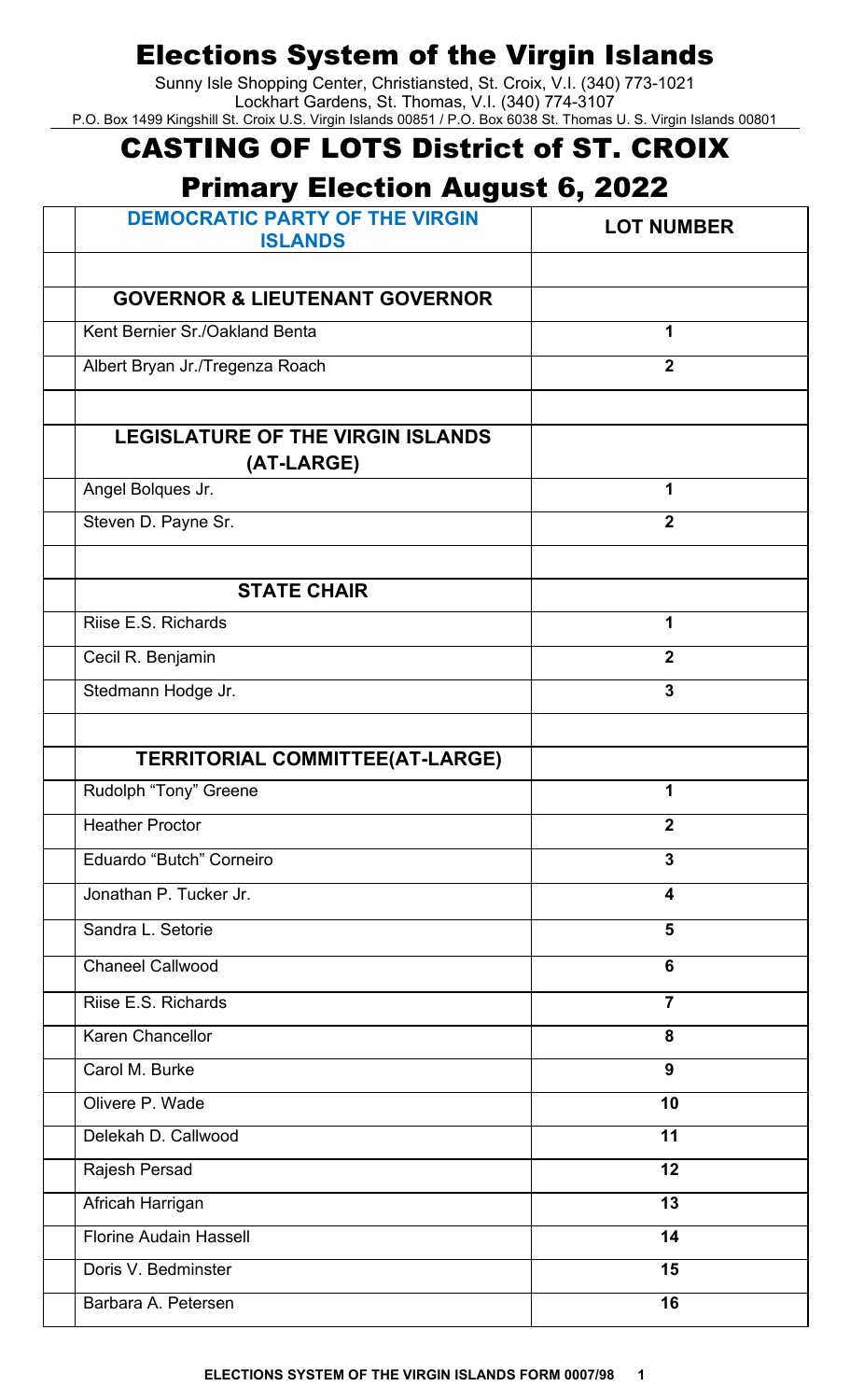# Elections System of the Virgin Islands

Sunny Isle Shopping Center, Christiansted, St. Croix, V.I. (340) 773-1021
Lockhart Gardens, St. Thomas, V.I. (340) 774-3107
P.O. Box 1499 Kingshill St. Croix U.S. Virgin Islands 00851 / P.O. Box 6038 St. Thomas U. S. Virgin Islands 00801

## CASTING OF LOTS District of ST. CROIX

## Primary Election August 6, 2022

| DEMOCRATIC PARTY OF THE VIRGIN ISLANDS | LOT NUMBER |
|---|---|
| | |
| **GOVERNOR & LIEUTENANT GOVERNOR** | |
| Kent Bernier Sr./Oakland Benta | 1 |
| Albert Bryan Jr./Tregenza Roach | 2 |
| | |
| **LEGISLATURE OF THE VIRGIN ISLANDS (AT-LARGE)** | |
| Angel Bolques Jr. | 1 |
| Steven D. Payne Sr. | 2 |
| | |
| **STATE CHAIR** | |
| Riise E.S. Richards | 1 |
| Cecil R. Benjamin | 2 |
| Stedmann Hodge Jr. | 3 |
| | |
| **TERRITORIAL COMMITTEE(AT-LARGE)** | |
| Rudolph "Tony" Greene | 1 |
| Heather Proctor | 2 |
| Eduardo "Butch" Corneiro | 3 |
| Jonathan P. Tucker Jr. | 4 |
| Sandra L. Setorie | 5 |
| Chaneel Callwood | 6 |
| Riise E.S. Richards | 7 |
| Karen Chancellor | 8 |
| Carol M. Burke | 9 |
| Olivere P. Wade | 10 |
| Delekah D. Callwood | 11 |
| Rajesh Persad | 12 |
| Africah Harrigan | 13 |
| Florine Audain Hassell | 14 |
| Doris V. Bedminster | 15 |
| Barbara A. Petersen | 16 |

ELECTIONS SYSTEM OF THE VIRGIN ISLANDS FORM 0007/98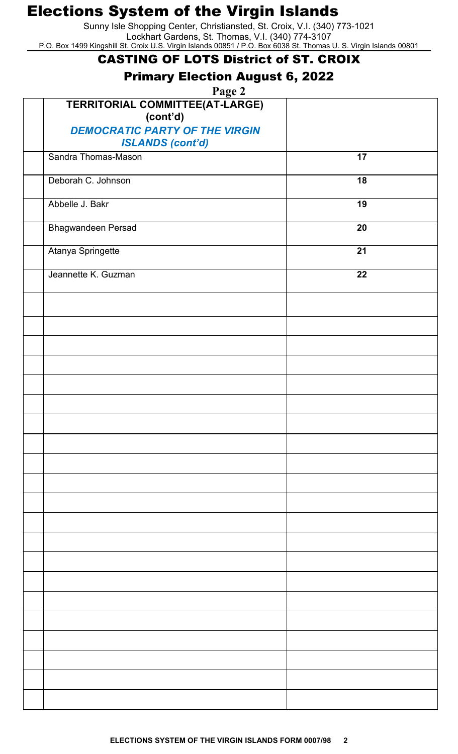# Elections System of the Virgin Islands

Sunny Isle Shopping Center, Christiansted, St. Croix, V.I. (340) 773-1021
Lockhart Gardens, St. Thomas, V.I. (340) 774-3107
P.O. Box 1499 Kingshill St. Croix U.S. Virgin Islands 00851 / P.O. Box 6038 St. Thomas U. S. Virgin Islands 00801

## CASTING OF LOTS District of ST. CROIX

## Primary Election August 6, 2022

**Page 2**

| | **TERRITORIAL COMMITTEE(AT-LARGE) (cont'd)** ***DEMOCRATIC PARTY OF THE VIRGIN ISLANDS (cont'd)*** | |
|---|---|---|
| | Sandra Thomas-Mason | **17** |
| | Deborah C. Johnson | **18** |
| | Abbelle J. Bakr | **19** |
| | Bhagwandeen Persad | **20** |
| | Atanya Springette | **21** |
| | Jeannette K. Guzman | **22** |
| | | |
| | | |
| | | |
| | | |
| | | |
| | | |
| | | |
| | | |
| | | |
| | | |
| | | |
| | | |
| | | |
| | | |
| | | |
| | | |
| | | |
| | | |
| | | |
| | | |
| | | |

**ELECTIONS SYSTEM OF THE VIRGIN ISLANDS FORM 0007/98**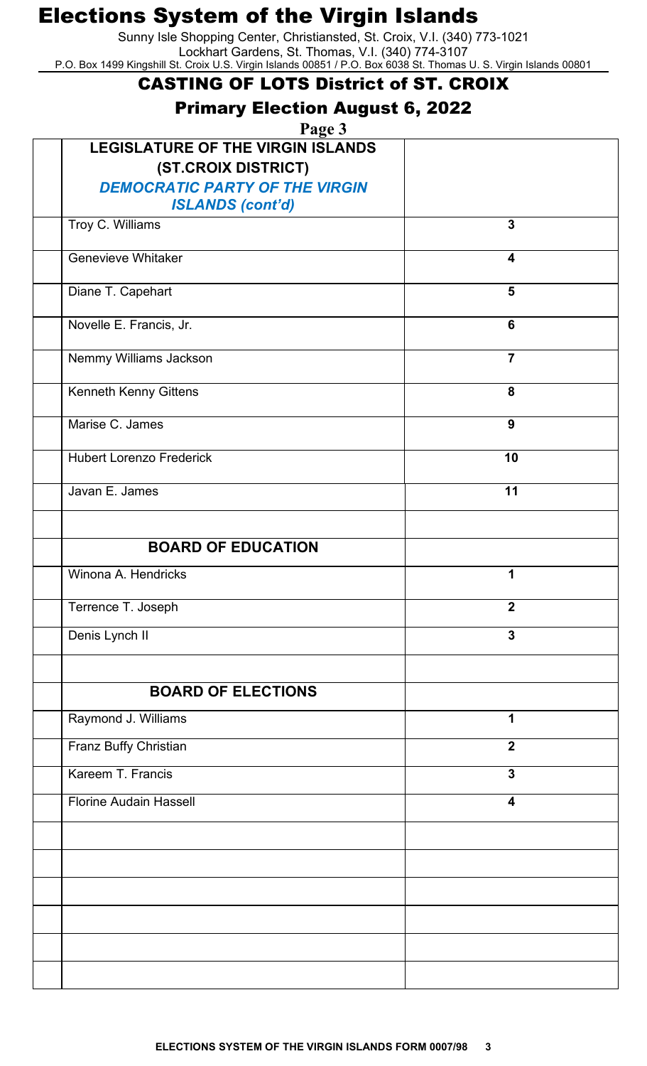# Elections System of the Virgin Islands

Sunny Isle Shopping Center, Christiansted, St. Croix, V.I. (340) 773-1021
Lockhart Gardens, St. Thomas, V.I. (340) 774-3107
P.O. Box 1499 Kingshill St. Croix U.S. Virgin Islands 00851 / P.O. Box 6038 St. Thomas U. S. Virgin Islands 00801

## CASTING OF LOTS District of ST. CROIX

## Primary Election August 6, 2022

| | | |
|---|---|---|
| | **LEGISLATURE OF THE VIRGIN ISLANDS (ST.CROIX DISTRICT)** ***DEMOCRATIC PARTY OF THE VIRGIN ISLANDS (cont'd)*** | |
| | Troy C. Williams | **3** |
| | Genevieve Whitaker | **4** |
| | Diane T. Capehart | **5** |
| | Novelle E. Francis, Jr. | **6** |
| | Nemmy Williams Jackson | **7** |
| | Kenneth Kenny Gittens | **8** |
| | Marise C. James | **9** |
| | Hubert Lorenzo Frederick | **10** |
| | Javan E. James | **11** |
| | | |
| | **BOARD OF EDUCATION** | |
| | Winona A. Hendricks | **1** |
| | Terrence T. Joseph | **2** |
| | Denis Lynch II | **3** |
| | | |
| | **BOARD OF ELECTIONS** | |
| | Raymond J. Williams | **1** |
| | Franz Buffy Christian | **2** |
| | Kareem T. Francis | **3** |
| | Florine Audain Hassell | **4** |
| | | |
| | | |
| | | |
| | | |
| | | |
| | | |

**ELECTIONS SYSTEM OF THE VIRGIN ISLANDS FORM 0007/98**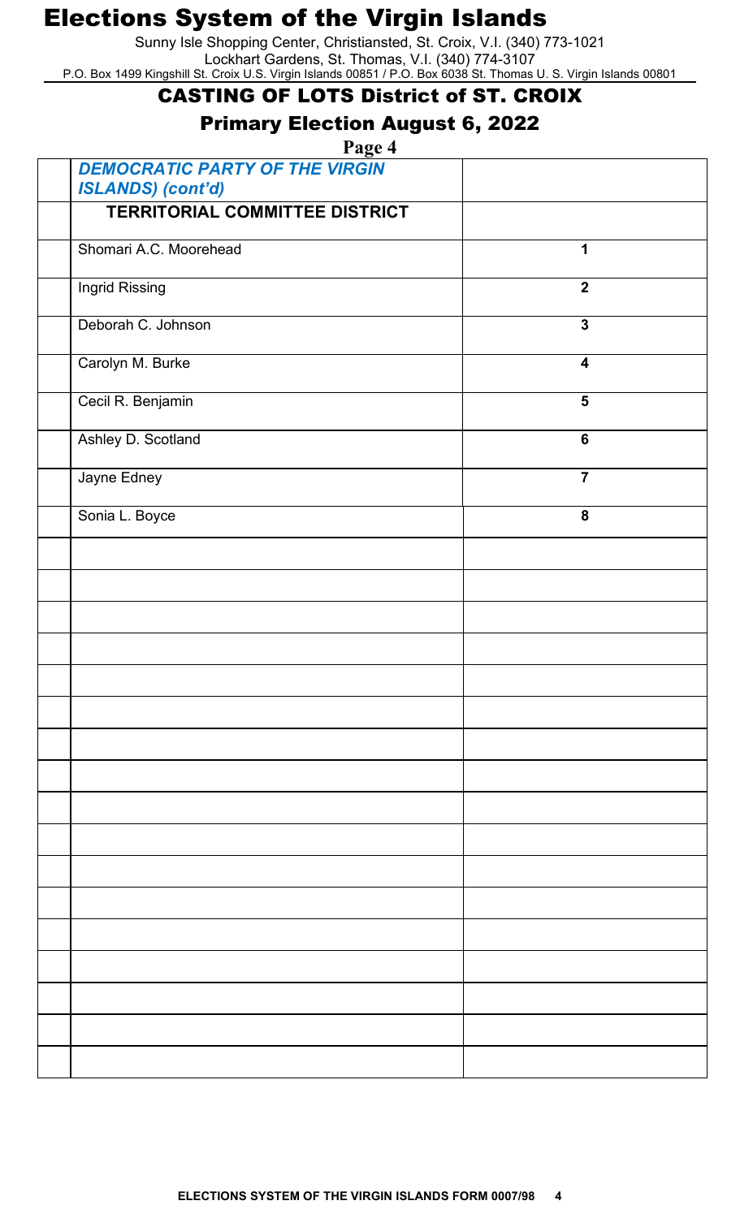# Elections System of the Virgin Islands

Sunny Isle Shopping Center, Christiansted, St. Croix, V.I. (340) 773-1021
Lockhart Gardens, St. Thomas, V.I. (340) 774-3107
P.O. Box 1499 Kingshill St. Croix U.S. Virgin Islands 00851 / P.O. Box 6038 St. Thomas U. S. Virgin Islands 00801

## CASTING OF LOTS District of ST. CROIX

## Primary Election August 6, 2022

**Page 4**

| | | |
|---|---|---|
| | ***DEMOCRATIC PARTY OF THE VIRGIN ISLANDS) (cont'd)*** | |
| | **TERRITORIAL COMMITTEE DISTRICT** | |
| | Shomari A.C. Moorehead | **1** |
| | Ingrid Rissing | **2** |
| | Deborah C. Johnson | **3** |
| | Carolyn M. Burke | **4** |
| | Cecil R. Benjamin | **5** |
| | Ashley D. Scotland | **6** |
| | Jayne Edney | **7** |
| | Sonia L. Boyce | **8** |
| | | |
| | | |
| | | |
| | | |
| | | |
| | | |
| | | |
| | | |
| | | |
| | | |
| | | |
| | | |
| | | |
| | | |
| | | |
| | | |
| | | |

**ELECTIONS SYSTEM OF THE VIRGIN ISLANDS FORM 0007/98**